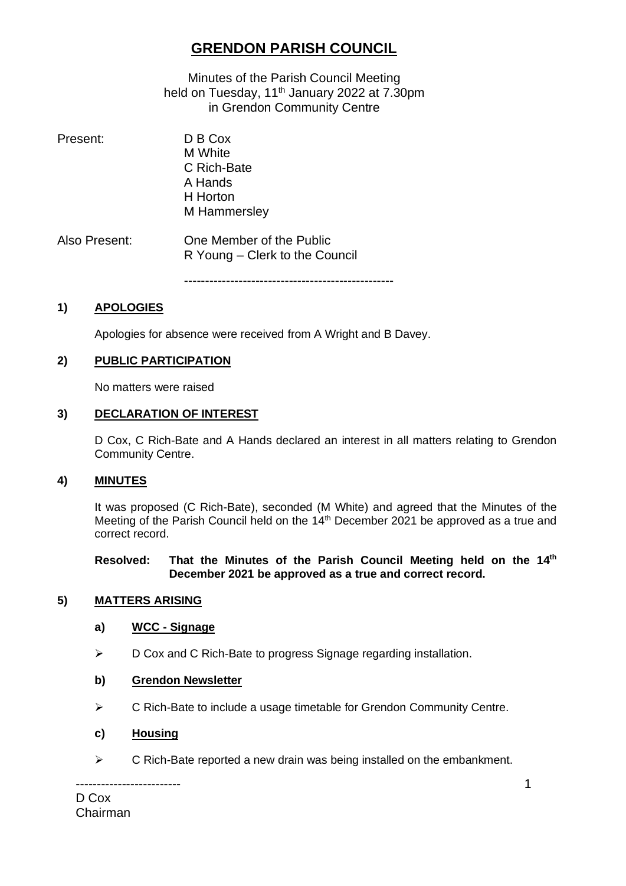# GRENDON PARISH COUNCIL

Minutes of the Parish Council Meeting
held on Tuesday, 11th January 2022 at 7.30pm
in Grendon Community Centre

Present: D B Cox
M White
C Rich-Bate
A Hands
H Horton
M Hammersley

Also Present: One Member of the Public
R Young – Clerk to the Council

---

## 1) APOLOGIES

Apologies for absence were received from A Wright and B Davey.

## 2) PUBLIC PARTICIPATION

No matters were raised

## 3) DECLARATION OF INTEREST

D Cox, C Rich-Bate and A Hands declared an interest in all matters relating to Grendon Community Centre.

## 4) MINUTES

It was proposed (C Rich-Bate), seconded (M White) and agreed that the Minutes of the Meeting of the Parish Council held on the 14th December 2021 be approved as a true and correct record.

**Resolved: That the Minutes of the Parish Council Meeting held on the 14th December 2021 be approved as a true and correct record.**

## 5) MATTERS ARISING

### a) WCC - Signage

- D Cox and C Rich-Bate to progress Signage regarding installation.

### b) Grendon Newsletter

- C Rich-Bate to include a usage timetable for Grendon Community Centre.

### c) Housing

- C Rich-Bate reported a new drain was being installed on the embankment.

---

D Cox
Chairman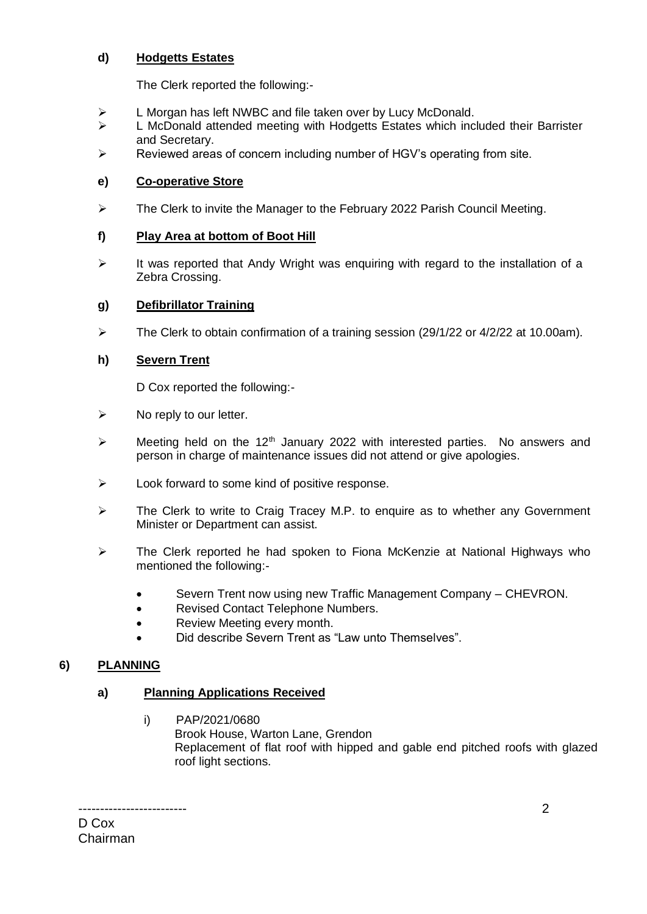#### d) **Hodgetts Estates**

The Clerk reported the following:-

- L Morgan has left NWBC and file taken over by Lucy McDonald.
- L McDonald attended meeting with Hodgetts Estates which included their Barrister and Secretary.
- Reviewed areas of concern including number of HGV's operating from site.

#### e) **Co-operative Store**

- The Clerk to invite the Manager to the February 2022 Parish Council Meeting.

#### f) **Play Area at bottom of Boot Hill**

- It was reported that Andy Wright was enquiring with regard to the installation of a Zebra Crossing.

#### g) **Defibrillator Training**

- The Clerk to obtain confirmation of a training session (29/1/22 or 4/2/22 at 10.00am).

#### h) **Severn Trent**

D Cox reported the following:-

- No reply to our letter.
- Meeting held on the 12th January 2022 with interested parties. No answers and person in charge of maintenance issues did not attend or give apologies.
- Look forward to some kind of positive response.
- The Clerk to write to Craig Tracey M.P. to enquire as to whether any Government Minister or Department can assist.
- The Clerk reported he had spoken to Fiona McKenzie at National Highways who mentioned the following:-
  - Severn Trent now using new Traffic Management Company – CHEVRON.
  - Revised Contact Telephone Numbers.
  - Review Meeting every month.
  - Did describe Severn Trent as "Law unto Themselves".

## 6) **PLANNING**

### a) **Planning Applications Received**

i) PAP/2021/0680
Brook House, Warton Lane, Grendon
Replacement of flat roof with hipped and gable end pitched roofs with glazed roof light sections.

-------------------------
D Cox
Chairman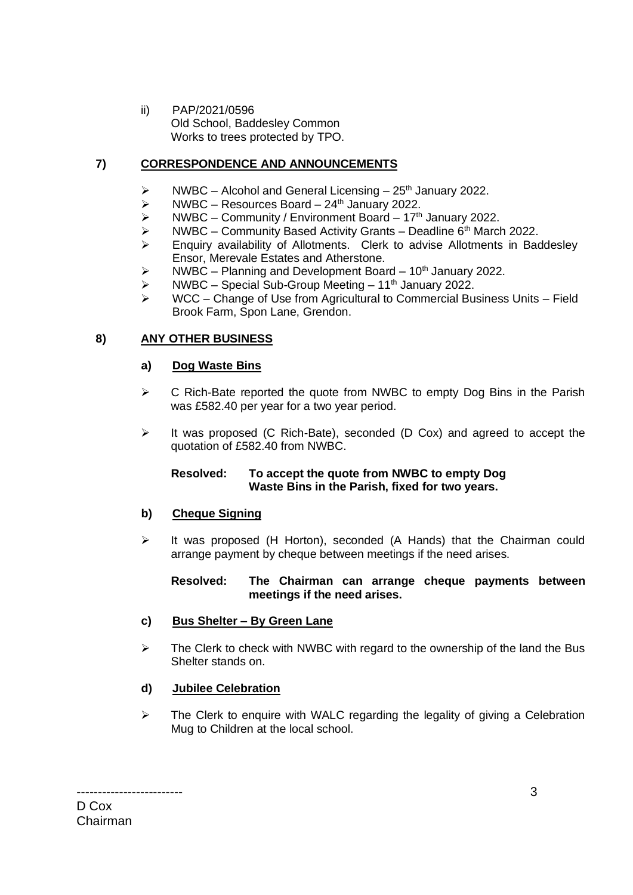ii) PAP/2021/0596
Old School, Baddesley Common
Works to trees protected by TPO.

## 7) CORRESPONDENCE AND ANNOUNCEMENTS

- NWBC – Alcohol and General Licensing – 25th January 2022.
- NWBC – Resources Board – 24th January 2022.
- NWBC – Community / Environment Board – 17th January 2022.
- NWBC – Community Based Activity Grants – Deadline 6th March 2022.
- Enquiry availability of Allotments. Clerk to advise Allotments in Baddesley Ensor, Merevale Estates and Atherstone.
- NWBC – Planning and Development Board – 10th January 2022.
- NWBC – Special Sub-Group Meeting – 11th January 2022.
- WCC – Change of Use from Agricultural to Commercial Business Units – Field Brook Farm, Spon Lane, Grendon.

## 8) ANY OTHER BUSINESS

### a) Dog Waste Bins

- C Rich-Bate reported the quote from NWBC to empty Dog Bins in the Parish was £582.40 per year for a two year period.
- It was proposed (C Rich-Bate), seconded (D Cox) and agreed to accept the quotation of £582.40 from NWBC.

**Resolved: To accept the quote from NWBC to empty Dog Waste Bins in the Parish, fixed for two years.**

### b) Cheque Signing

- It was proposed (H Horton), seconded (A Hands) that the Chairman could arrange payment by cheque between meetings if the need arises.

**Resolved: The Chairman can arrange cheque payments between meetings if the need arises.**

### c) Bus Shelter – By Green Lane

- The Clerk to check with NWBC with regard to the ownership of the land the Bus Shelter stands on.

### d) Jubilee Celebration

- The Clerk to enquire with WALC regarding the legality of giving a Celebration Mug to Children at the local school.

-------------------------
D Cox
Chairman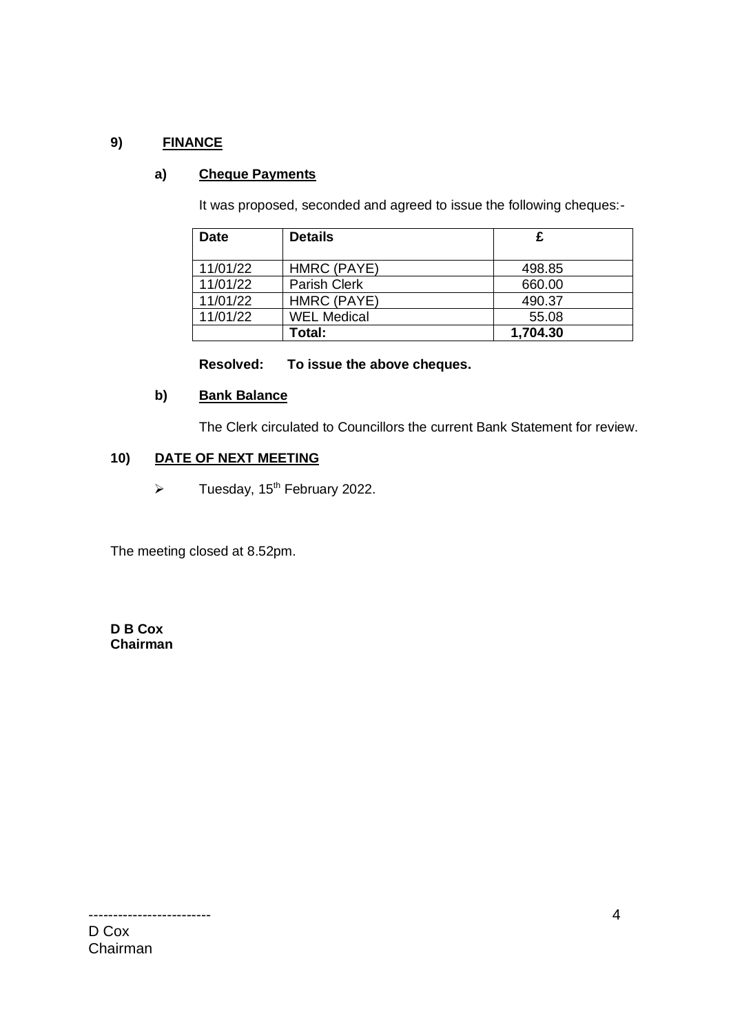## 9) FINANCE

### a) Cheque Payments

It was proposed, seconded and agreed to issue the following cheques:-

| Date | Details | £ |
|---|---|---|
| 11/01/22 | HMRC (PAYE) | 498.85 |
| 11/01/22 | Parish Clerk | 660.00 |
| 11/01/22 | HMRC (PAYE) | 490.37 |
| 11/01/22 | WEL Medical | 55.08 |
| | **Total:** | **1,704.30** |

**Resolved: To issue the above cheques.**

### b) Bank Balance

The Clerk circulated to Councillors the current Bank Statement for review.

## 10) DATE OF NEXT MEETING

- Tuesday, 15th February 2022.

The meeting closed at 8.52pm.

**D B Cox**
**Chairman**

-------------------------
D Cox
Chairman